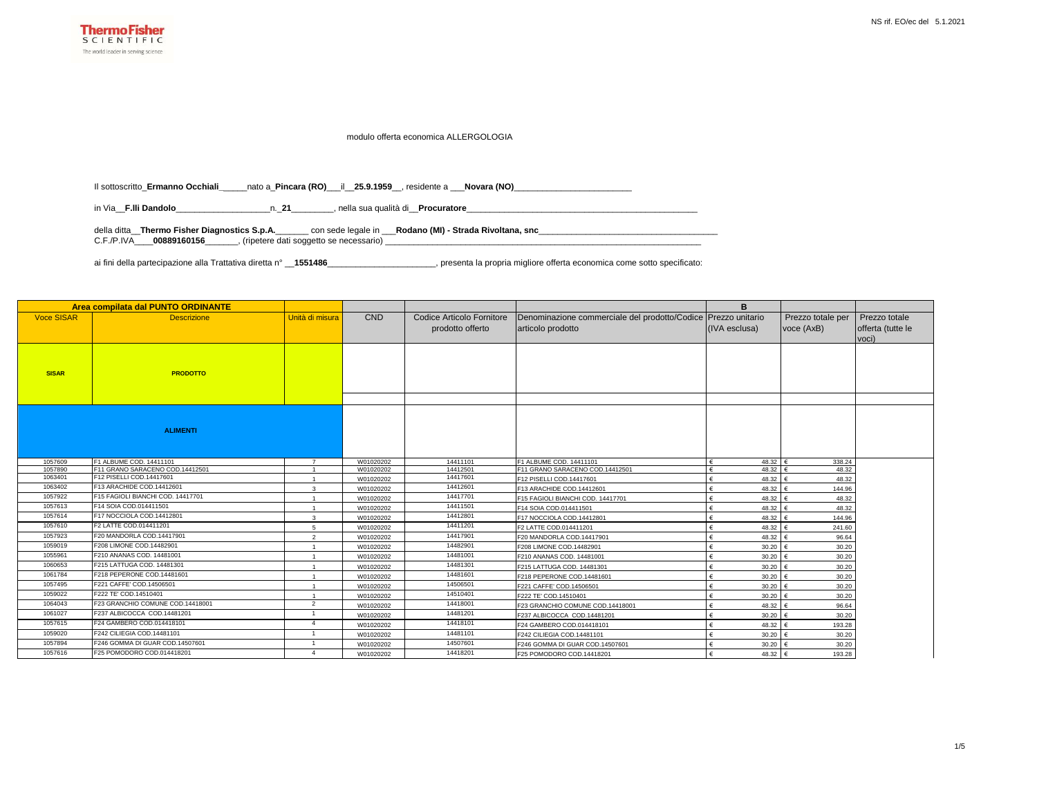NS rif. EO/ec del 5.1.2021

modulo offerta economica ALLERGOLOGIA

Il sottoscritto_**Ermanno Occhiali**_____nato a_**Pincara (RO)**___il__**25.9.1959**__, residente a ___**Novara (NO)**________________________

in Via__**F.lli Dandolo**___________________n._**21**________, nella sua qualità di__**Procuratore**_______________________________________________

della ditta__**Thermo Fisher Diagnostics S.p.A.**_______ con sede legale in ___**Rodano (MI) - Strada Rivoltana, snc**____________________________________
C.F./P.IVA____**00889160156**_______, (ripetere dati soggetto se necessario) ___________________________________________________________________

ai fini della partecipazione alla Trattativa diretta n° __**1551486**______________________, presenta la propria migliore offerta economica come sotto specificato:

| Area compilata dal PUNTO ORDINANTE | | | | | | B | | |
|---|---|---|---|---|---|---|---|---|
| Voce SISAR | Descrizione | Unità di misura | CND | Codice Articolo Fornitore prodotto offerto | Denominazione commerciale del prodotto/Codice articolo prodotto | Prezzo unitario (IVA esclusa) | Prezzo totale per voce (AxB) | Prezzo totale offerta (tutte le voci) |
| **SISAR** | **PRODOTTO** | | | | | | | |
| **ALIMENTI** | | | | | | | | |
| 1057609 | F1 ALBUME COD. 14411101 | 7 | W01020202 | 14411101 | F1 ALBUME COD. 14411101 | € 48.32 | € 338.24 | |
| 1057890 | F11 GRANO SARACENO COD.14412501 | 1 | W01020202 | 14412501 | F11 GRANO SARACENO COD.14412501 | € 48.32 | € 48.32 | |
| 1063401 | F12 PISELLI COD.14417601 | 1 | W01020202 | 14417601 | F12 PISELLI COD.14417601 | € 48.32 | € 48.32 | |
| 1063402 | F13 ARACHIDE COD.14412601 | 3 | W01020202 | 14412601 | F13 ARACHIDE COD.14412601 | € 48.32 | € 144.96 | |
| 1057922 | F15 FAGIOLI BIANCHI COD. 14417701 | 1 | W01020202 | 14417701 | F15 FAGIOLI BIANCHI COD. 14417701 | € 48.32 | € 48.32 | |
| 1057613 | F14 SOIA COD.014411501 | 1 | W01020202 | 14411501 | F14 SOIA COD.014411501 | € 48.32 | € 48.32 | |
| 1057614 | F17 NOCCIOLA COD.14412801 | 3 | W01020202 | 14412801 | F17 NOCCIOLA COD.14412801 | € 48.32 | € 144.96 | |
| 1057610 | F2 LATTE COD.014411201 | 5 | W01020202 | 14411201 | F2 LATTE COD.014411201 | € 48.32 | € 241.60 | |
| 1057923 | F20 MANDORLA COD.14417901 | 2 | W01020202 | 14417901 | F20 MANDORLA COD.14417901 | € 48.32 | € 96.64 | |
| 1059019 | F208 LIMONE COD.14482901 | 1 | W01020202 | 14482901 | F208 LIMONE COD.14482901 | € 30.20 | € 30.20 | |
| 1055961 | F210 ANANAS COD. 14481001 | 1 | W01020202 | 14481001 | F210 ANANAS COD. 14481001 | € 30.20 | € 30.20 | |
| 1060653 | F215 LATTUGA COD. 14481301 | 1 | W01020202 | 14481301 | F215 LATTUGA COD. 14481301 | € 30.20 | € 30.20 | |
| 1061784 | F218 PEPERONE COD.14481601 | 1 | W01020202 | 14481601 | F218 PEPERONE COD.14481601 | € 30.20 | € 30.20 | |
| 1057495 | F221 CAFFE' COD.14506501 | 1 | W01020202 | 14506501 | F221 CAFFE' COD.14506501 | € 30.20 | € 30.20 | |
| 1059022 | F222 TE' COD.14510401 | 1 | W01020202 | 14510401 | F222 TE' COD.14510401 | € 30.20 | € 30.20 | |
| 1064043 | F23 GRANCHIO COMUNE COD.14418001 | 2 | W01020202 | 14418001 | F23 GRANCHIO COMUNE COD.14418001 | € 48.32 | € 96.64 | |
| 1061027 | F237 ALBICOCCA COD.14481201 | 1 | W01020202 | 14481201 | F237 ALBICOCCA COD.14481201 | € 30.20 | € 30.20 | |
| 1057615 | F24 GAMBERO COD.014418101 | 4 | W01020202 | 14418101 | F24 GAMBERO COD.014418101 | € 48.32 | € 193.28 | |
| 1059020 | F242 CILIEGIA COD.14481101 | 1 | W01020202 | 14481101 | F242 CILIEGIA COD.14481101 | € 30.20 | € 30.20 | |
| 1057894 | F246 GOMMA DI GUAR COD.14507601 | 1 | W01020202 | 14507601 | F246 GOMMA DI GUAR COD.14507601 | € 30.20 | € 30.20 | |
| 1057616 | F25 POMODORO COD.014418201 | 4 | W01020202 | 14418201 | F25 POMODORO COD.14418201 | € 48.32 | € 193.28 | |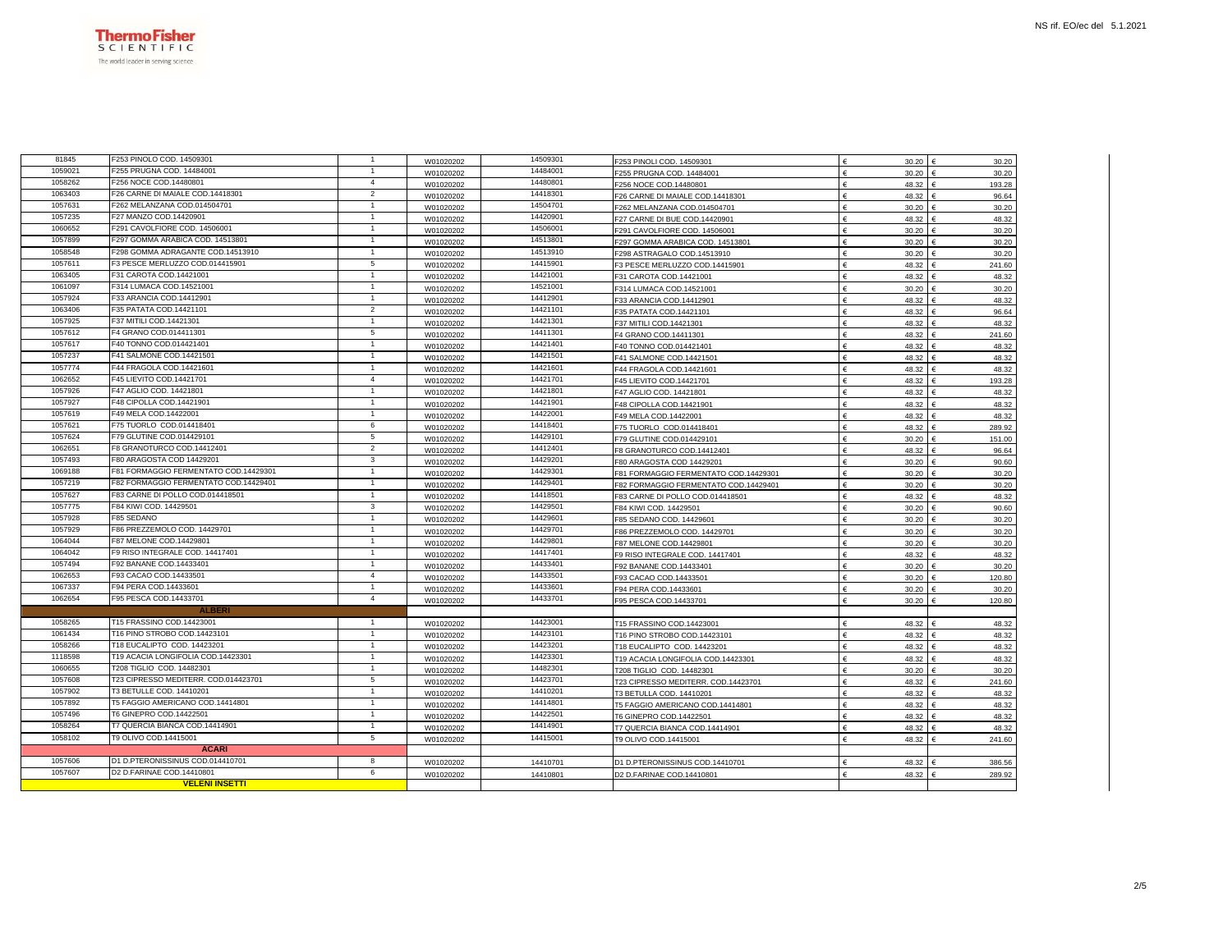NS rif. EO/ec del 5.1.2021

| | | | | | | | |
|---|---|---|---|---|---|---|---|
| 81845 | F253 PINOLO COD. 14509301 | 1 | W01020202 | 14509301 | F253 PINOLI COD. 14509301 | € 30.20 | € 30.20 |
| 1059021 | F255 PRUGNA COD. 14484001 | 1 | W01020202 | 14484001 | F255 PRUGNA COD. 14484001 | € 30.20 | € 30.20 |
| 1058262 | F256 NOCE COD.14480801 | 4 | W01020202 | 14480801 | F256 NOCE COD.14480801 | € 48.32 | € 193.28 |
| 1063403 | F26 CARNE DI MAIALE COD.14418301 | 2 | W01020202 | 14418301 | F26 CARNE DI MAIALE COD.14418301 | € 48.32 | € 96.64 |
| 1057631 | F262 MELANZANA COD.014504701 | 1 | W01020202 | 14504701 | F262 MELANZANA COD.014504701 | € 30.20 | € 30.20 |
| 1057235 | F27 MANZO COD.14420901 | 1 | W01020202 | 14420901 | F27 CARNE DI BUE COD.14420901 | € 48.32 | € 48.32 |
| 1060652 | F291 CAVOLFIORE COD. 14506001 | 1 | W01020202 | 14506001 | F291 CAVOLFIORE COD. 14506001 | € 30.20 | € 30.20 |
| 1057899 | F297 GOMMA ARABICA COD. 14513801 | 1 | W01020202 | 14513801 | F297 GOMMA ARABICA COD. 14513801 | € 30.20 | € 30.20 |
| 1058548 | F298 GOMMA ADRAGANTE COD.14513910 | 1 | W01020202 | 14513910 | F298 ASTRAGALO COD.14513910 | € 30.20 | € 30.20 |
| 1057611 | F3 PESCE MERLUZZO COD.014415901 | 5 | W01020202 | 14415901 | F3 PESCE MERLUZZO COD.14415901 | € 48.32 | € 241.60 |
| 1063405 | F31 CAROTA COD.14421001 | 1 | W01020202 | 14421001 | F31 CAROTA COD.14421001 | € 48.32 | € 48.32 |
| 1061097 | F314 LUMACA COD.14521001 | 1 | W01020202 | 14521001 | F314 LUMACA COD.14521001 | € 30.20 | € 30.20 |
| 1057924 | F33 ARANCIA COD.14412901 | 1 | W01020202 | 14412901 | F33 ARANCIA COD.14412901 | € 48.32 | € 48.32 |
| 1063406 | F35 PATATA COD.14421101 | 2 | W01020202 | 14421101 | F35 PATATA COD.14421101 | € 48.32 | € 96.64 |
| 1057925 | F37 MITILI COD.14421301 | 1 | W01020202 | 14421301 | F37 MITILI COD.14421301 | € 48.32 | € 48.32 |
| 1057612 | F4 GRANO COD.014411301 | 5 | W01020202 | 14411301 | F4 GRANO COD.14411301 | € 48.32 | € 241.60 |
| 1057617 | F40 TONNO COD.014421401 | 1 | W01020202 | 14421401 | F40 TONNO COD.014421401 | € 48.32 | € 48.32 |
| 1057237 | F41 SALMONE COD.14421501 | 1 | W01020202 | 14421501 | F41 SALMONE COD.14421501 | € 48.32 | € 48.32 |
| 1057774 | F44 FRAGOLA COD.14421601 | 1 | W01020202 | 14421601 | F44 FRAGOLA COD.14421601 | € 48.32 | € 48.32 |
| 1062652 | F45 LIEVITO COD.14421701 | 4 | W01020202 | 14421701 | F45 LIEVITO COD.14421701 | € 48.32 | € 193.28 |
| 1057926 | F47 AGLIO COD. 14421801 | 1 | W01020202 | 14421801 | F47 AGLIO COD. 14421801 | € 48.32 | € 48.32 |
| 1057927 | F48 CIPOLLA COD.14421901 | 1 | W01020202 | 14421901 | F48 CIPOLLA COD.14421901 | € 48.32 | € 48.32 |
| 1057619 | F49 MELA COD.14422001 | 1 | W01020202 | 14422001 | F49 MELA COD.14422001 | € 48.32 | € 48.32 |
| 1057621 | F75 TUORLO COD.014418401 | 6 | W01020202 | 14418401 | F75 TUORLO COD.014418401 | € 48.32 | € 289.92 |
| 1057624 | F79 GLUTINE COD.014429101 | 5 | W01020202 | 14429101 | F79 GLUTINE COD.014429101 | € 30.20 | € 151.00 |
| 1062651 | F8 GRANOTURCO COD.14412401 | 2 | W01020202 | 14412401 | F8 GRANOTURCO COD.14412401 | € 48.32 | € 96.64 |
| 1057493 | F80 ARAGOSTA COD 14429201 | 3 | W01020202 | 14429201 | F80 ARAGOSTA COD 14429201 | € 30.20 | € 90.60 |
| 1069188 | F81 FORMAGGIO FERMENTATO COD.14429301 | 1 | W01020202 | 14429301 | F81 FORMAGGIO FERMENTATO COD.14429301 | € 30.20 | € 30.20 |
| 1057219 | F82 FORMAGGIO FERMENTATO COD.14429401 | 1 | W01020202 | 14429401 | F82 FORMAGGIO FERMENTATO COD.14429401 | € 30.20 | € 30.20 |
| 1057627 | F83 CARNE DI POLLO COD.014418501 | 1 | W01020202 | 14418501 | F83 CARNE DI POLLO COD.014418501 | € 48.32 | € 48.32 |
| 1057775 | F84 KIWI COD. 14429501 | 3 | W01020202 | 14429501 | F84 KIWI COD. 14429501 | € 30.20 | € 90.60 |
| 1057928 | F85 SEDANO | 1 | W01020202 | 14429601 | F85 SEDANO COD. 14429601 | € 30.20 | € 30.20 |
| 1057929 | F86 PREZZEMOLO COD. 14429701 | 1 | W01020202 | 14429701 | F86 PREZZEMOLO COD. 14429701 | € 30.20 | € 30.20 |
| 1064044 | F87 MELONE COD.14429801 | 1 | W01020202 | 14429801 | F87 MELONE COD.14429801 | € 30.20 | € 30.20 |
| 1064042 | F9 RISO INTEGRALE COD. 14417401 | 1 | W01020202 | 14417401 | F9 RISO INTEGRALE COD. 14417401 | € 48.32 | € 48.32 |
| 1057494 | F92 BANANE COD.14433401 | 1 | W01020202 | 14433401 | F92 BANANE COD.14433401 | € 30.20 | € 30.20 |
| 1062653 | F93 CACAO COD.14433501 | 4 | W01020202 | 14433501 | F93 CACAO COD.14433501 | € 30.20 | € 120.80 |
| 1067337 | F94 PERA COD.14433601 | 1 | W01020202 | 14433601 | F94 PERA COD.14433601 | € 30.20 | € 30.20 |
| 1062654 | F95 PESCA COD.14433701 | 4 | W01020202 | 14433701 | F95 PESCA COD.14433701 | € 30.20 | € 120.80 |
| | **ALBERI** | | | | | | |
| 1058265 | T15 FRASSINO COD.14423001 | 1 | W01020202 | 14423001 | T15 FRASSINO COD.14423001 | € 48.32 | € 48.32 |
| 1061434 | T16 PINO STROBO COD.14423101 | 1 | W01020202 | 14423101 | T16 PINO STROBO COD.14423101 | € 48.32 | € 48.32 |
| 1058266 | T18 EUCALIPTO COD. 14423201 | 1 | W01020202 | 14423201 | T18 EUCALIPTO COD. 14423201 | € 48.32 | € 48.32 |
| 1118598 | T19 ACACIA LONGIFOLIA COD.14423301 | 1 | W01020202 | 14423301 | T19 ACACIA LONGIFOLIA COD.14423301 | € 48.32 | € 48.32 |
| 1060655 | T208 TIGLIO COD. 14482301 | 1 | W01020202 | 14482301 | T208 TIGLIO COD. 14482301 | € 30.20 | € 30.20 |
| 1057608 | T23 CIPRESSO MEDITERR. COD.014423701 | 5 | W01020202 | 14423701 | T23 CIPRESSO MEDITERR. COD.14423701 | € 48.32 | € 241.60 |
| 1057902 | T3 BETULLE COD. 14410201 | 1 | W01020202 | 14410201 | T3 BETULLA COD. 14410201 | € 48.32 | € 48.32 |
| 1057892 | T5 FAGGIO AMERICANO COD.14414801 | 1 | W01020202 | 14414801 | T5 FAGGIO AMERICANO COD.14414801 | € 48.32 | € 48.32 |
| 1057496 | T6 GINEPRO COD.14422501 | 1 | W01020202 | 14422501 | T6 GINEPRO COD.14422501 | € 48.32 | € 48.32 |
| 1058264 | T7 QUERCIA BIANCA COD.14414901 | 1 | W01020202 | 14414901 | T7 QUERCIA BIANCA COD.14414901 | € 48.32 | € 48.32 |
| 1058102 | T9 OLIVO COD.14415001 | 5 | W01020202 | 14415001 | T9 OLIVO COD.14415001 | € 48.32 | € 241.60 |
| | **ACARI** | | | | | | |
| 1057606 | D1 D.PTERONISSINUS COD.014410701 | 8 | W01020202 | 14410701 | D1 D.PTERONISSINUS COD.14410701 | € 48.32 | € 386.56 |
| 1057607 | D2 D.FARINAE COD.14410801 | 6 | W01020202 | 14410801 | D2 D.FARINAE COD.14410801 | € 48.32 | € 289.92 |
| | **VELENI INSETTI** | | | | | | |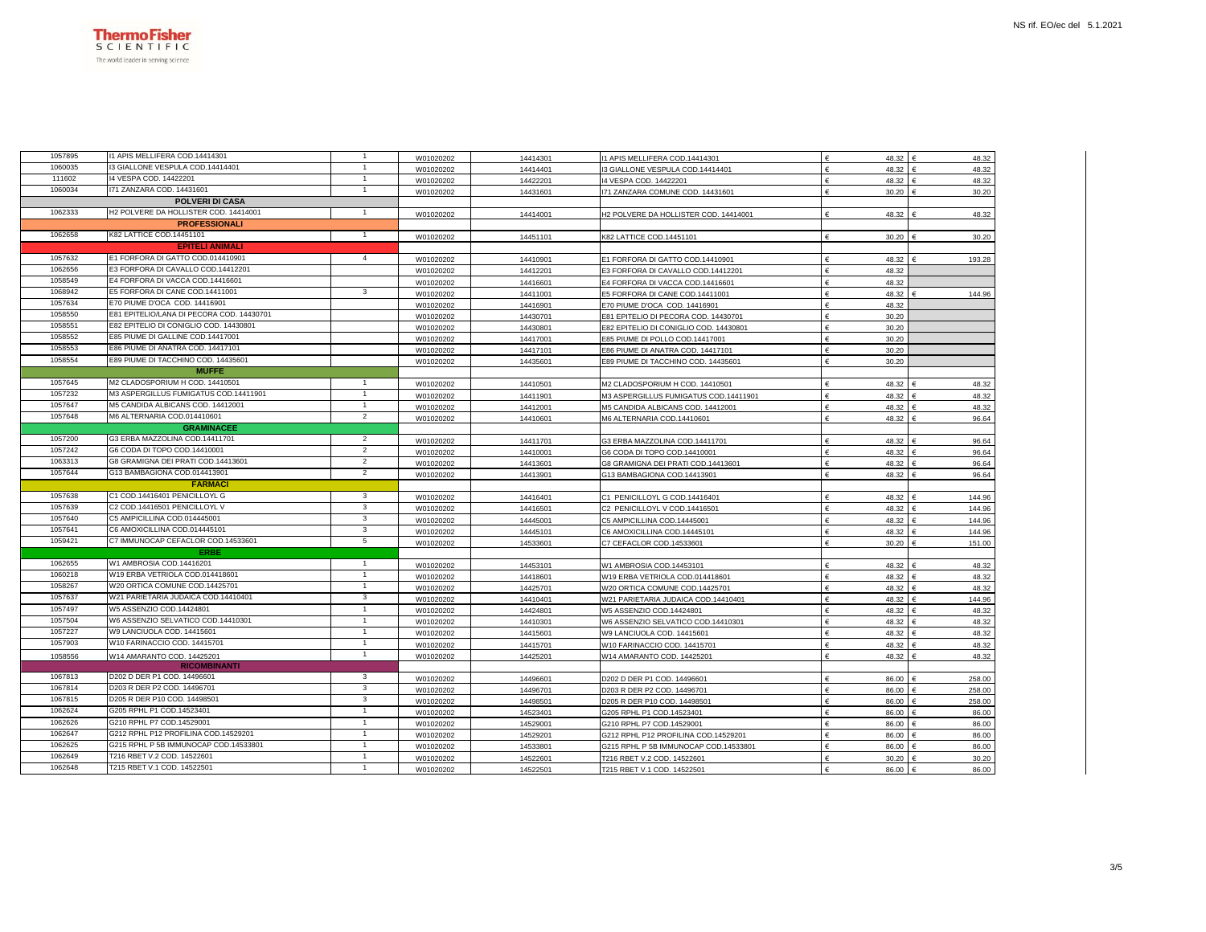| | | | | | | | |
|---|---|---|---|---|---|---|---|
| 1057895 | I1 APIS MELLIFERA COD.14414301 | 1 | W01020202 | 14414301 | I1 APIS MELLIFERA COD.14414301 | € 48.32 | € 48.32 |
| 1060035 | I3 GIALLONE VESPULA COD.14414401 | 1 | W01020202 | 14414401 | I3 GIALLONE VESPULA COD.14414401 | € 48.32 | € 48.32 |
| 111602 | I4 VESPA COD. 14422201 | 1 | W01020202 | 14422201 | I4 VESPA COD. 14422201 | € 48.32 | € 48.32 |
| 1060034 | I71 ZANZARA COD. 14431601 | 1 | W01020202 | 14431601 | I71 ZANZARA COMUNE COD. 14431601 | € 30.20 | € 30.20 |
| | **POLVERI DI CASA** | | | | | | |
| 1062333 | H2 POLVERE DA HOLLISTER COD. 14414001 | 1 | W01020202 | 14414001 | H2 POLVERE DA HOLLISTER COD. 14414001 | € 48.32 | € 48.32 |
| | **PROFESSIONALI** | | | | | | |
| 1062658 | K82 LATTICE COD.14451101 | 1 | W01020202 | 14451101 | K82 LATTICE COD.14451101 | € 30.20 | € 30.20 |
| | **EPITELI ANIMALI** | | | | | | |
| 1057632 | E1 FORFORA DI GATTO COD.014410901 | 4 | W01020202 | 14410901 | E1 FORFORA DI GATTO COD.14410901 | € 48.32 | € 193.28 |
| 1062656 | E3 FORFORA DI CAVALLO COD.14412201 | | W01020202 | 14412201 | E3 FORFORA DI CAVALLO COD.14412201 | € 48.32 | |
| 1058549 | E4 FORFORA DI VACCA COD.14416601 | | W01020202 | 14416601 | E4 FORFORA DI VACCA COD.14416601 | € 48.32 | |
| 1068942 | E5 FORFORA DI CANE COD.14411001 | 3 | W01020202 | 14411001 | E5 FORFORA DI CANE COD.14411001 | € 48.32 | € 144.96 |
| 1057634 | E70 PIUME D'OCA COD. 14416901 | | W01020202 | 14416901 | E70 PIUME D'OCA COD. 14416901 | € 48.32 | |
| 1058550 | E81 EPITELIO/LANA DI PECORA COD. 14430701 | | W01020202 | 14430701 | E81 EPITELIO DI PECORA COD. 14430701 | € 30.20 | |
| 1058551 | E82 EPITELIO DI CONIGLIO COD. 14430801 | | W01020202 | 14430801 | E82 EPITELIO DI CONIGLIO COD. 14430801 | € 30.20 | |
| 1058552 | E85 PIUME DI GALLINE COD.14417001 | | W01020202 | 14417001 | E85 PIUME DI POLLO COD.14417001 | € 30.20 | |
| 1058553 | E86 PIUME DI ANATRA COD. 14417101 | | W01020202 | 14417101 | E86 PIUME DI ANATRA COD. 14417101 | € 30.20 | |
| 1058554 | E89 PIUME DI TACCHINO COD. 14435601 | | W01020202 | 14435601 | E89 PIUME DI TACCHINO COD. 14435601 | € 30.20 | |
| | **MUFFE** | | | | | | |
| 1057645 | M2 CLADOSPORIUM H COD. 14410501 | 1 | W01020202 | 14410501 | M2 CLADOSPORIUM H COD. 14410501 | € 48.32 | € 48.32 |
| 1057232 | M3 ASPERGILLUS FUMIGATUS COD.14411901 | 1 | W01020202 | 14411901 | M3 ASPERGILLUS FUMIGATUS COD.14411901 | € 48.32 | € 48.32 |
| 1057647 | M5 CANDIDA ALBICANS COD. 14412001 | 1 | W01020202 | 14412001 | M5 CANDIDA ALBICANS COD. 14412001 | € 48.32 | € 48.32 |
| 1057648 | M6 ALTERNARIA COD.014410601 | 2 | W01020202 | 14410601 | M6 ALTERNARIA COD.14410601 | € 48.32 | € 96.64 |
| | **GRAMINACEE** | | | | | | |
| 1057200 | G3 ERBA MAZZOLINA COD.14411701 | 2 | W01020202 | 14411701 | G3 ERBA MAZZOLINA COD.14411701 | € 48.32 | € 96.64 |
| 1057242 | G6 CODA DI TOPO COD.14410001 | 2 | W01020202 | 14410001 | G6 CODA DI TOPO COD.14410001 | € 48.32 | € 96.64 |
| 1063313 | G8 GRAMIGNA DEI PRATI COD.14413601 | 2 | W01020202 | 14413601 | G8 GRAMIGNA DEI PRATI COD.14413601 | € 48.32 | € 96.64 |
| 1057644 | G13 BAMBAGIONA COD.014413901 | 2 | W01020202 | 14413901 | G13 BAMBAGIONA COD.14413901 | € 48.32 | € 96.64 |
| | **FARMACI** | | | | | | |
| 1057638 | C1 COD.14416401 PENICILLOYL G | 3 | W01020202 | 14416401 | C1 PENICILLOYL G COD.14416401 | € 48.32 | € 144.96 |
| 1057639 | C2 COD.14416501 PENICILLOYL V | 3 | W01020202 | 14416501 | C2 PENICILLOYL V COD.14416501 | € 48.32 | € 144.96 |
| 1057640 | C5 AMPICILLINA COD.014445001 | 3 | W01020202 | 14445001 | C5 AMPICILLINA COD.14445001 | € 48.32 | € 144.96 |
| 1057641 | C6 AMOXICILLINA COD.014445101 | 3 | W01020202 | 14445101 | C6 AMOXICILLINA COD.14445101 | € 48.32 | € 144.96 |
| 1059421 | C7 IMMUNOCAP CEFACLOR COD.14533601 | 5 | W01020202 | 14533601 | C7 CEFACLOR COD.14533601 | € 30.20 | € 151.00 |
| | **ERBE** | | | | | | |
| 1062655 | W1 AMBROSIA COD.14416201 | 1 | W01020202 | 14453101 | W1 AMBROSIA COD.14453101 | € 48.32 | € 48.32 |
| 1060218 | W19 ERBA VETRIOLA COD.014418601 | 1 | W01020202 | 14418601 | W19 ERBA VETRIOLA COD.014418601 | € 48.32 | € 48.32 |
| 1058267 | W20 ORTICA COMUNE COD.14425701 | 1 | W01020202 | 14425701 | W20 ORTICA COMUNE COD.14425701 | € 48.32 | € 48.32 |
| 1057637 | W21 PARIETARIA JUDAICA COD.14410401 | 3 | W01020202 | 14410401 | W21 PARIETARIA JUDAICA COD.14410401 | € 48.32 | € 144.96 |
| 1057497 | W5 ASSENZIO COD.14424801 | 1 | W01020202 | 14424801 | W5 ASSENZIO COD.14424801 | € 48.32 | € 48.32 |
| 1057504 | W6 ASSENZIO SELVATICO COD.14410301 | 1 | W01020202 | 14410301 | W6 ASSENZIO SELVATICO COD.14410301 | € 48.32 | € 48.32 |
| 1057227 | W9 LANCIUOLA COD. 14415601 | 1 | W01020202 | 14415601 | W9 LANCIUOLA COD. 14415601 | € 48.32 | € 48.32 |
| 1057903 | W10 FARINACCIO COD. 14415701 | 1 | W01020202 | 14415701 | W10 FARINACCIO COD. 14415701 | € 48.32 | € 48.32 |
| 1058556 | W14 AMARANTO COD. 14425201 | 1 | W01020202 | 14425201 | W14 AMARANTO COD. 14425201 | € 48.32 | € 48.32 |
| | **RICOMBINANTI** | | | | | | |
| 1067813 | D202 D DER P1 COD. 14496601 | 3 | W01020202 | 14496601 | D202 D DER P1 COD. 14496601 | € 86.00 | € 258.00 |
| 1067814 | D203 R DER P2 COD. 14496701 | 3 | W01020202 | 14496701 | D203 R DER P2 COD. 14496701 | € 86.00 | € 258.00 |
| 1067815 | D205 R DER P10 COD. 14498501 | 3 | W01020202 | 14498501 | D205 R DER P10 COD. 14498501 | € 86.00 | € 258.00 |
| 1062624 | G205 RPHL P1 COD.14523401 | 1 | W01020202 | 14523401 | G205 RPHL P1 COD.14523401 | € 86.00 | € 86.00 |
| 1062626 | G210 RPHL P7 COD.14529001 | 1 | W01020202 | 14529001 | G210 RPHL P7 COD.14529001 | € 86.00 | € 86.00 |
| 1062647 | G212 RPHL P12 PROFILINA COD.14529201 | 1 | W01020202 | 14529201 | G212 RPHL P12 PROFILINA COD.14529201 | € 86.00 | € 86.00 |
| 1062625 | G215 RPHL P 5B IMMUNOCAP COD.14533801 | 1 | W01020202 | 14533801 | G215 RPHL P 5B IMMUNOCAP COD.14533801 | € 86.00 | € 86.00 |
| 1062649 | T216 RBET V.2 COD. 14522601 | 1 | W01020202 | 14522601 | T216 RBET V.2 COD. 14522601 | € 30.20 | € 30.20 |
| 1062648 | T215 RBET V.1 COD. 14522501 | 1 | W01020202 | 14522501 | T215 RBET V.1 COD. 14522501 | € 86.00 | € 86.00 |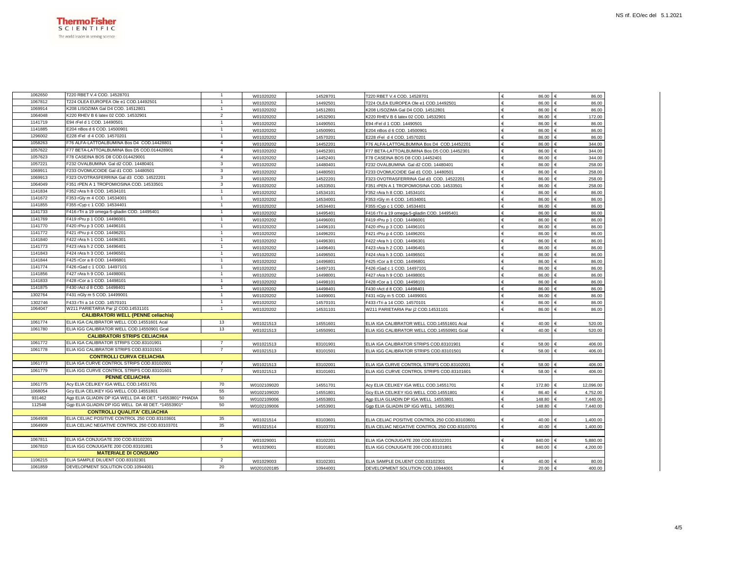| | | | | | | | |
|---|---|---|---|---|---|---|---|
| 1062650 | T220 RBET V.4 COD. 14528701 | 1 | W01020202 | 14528701 | T220 RBET V.4 COD. 14528701 | € 86.00 | € 86.00 |
| 1067812 | T224 OLEA EUROPEA Ole e1 COD.14492501 | 1 | W01020202 | 14492501 | T224 OLEA EUROPEA Ole e1 COD.14492501 | € 86.00 | € 86.00 |
| 1069914 | K208 LISOZIMA Gal D4 COD. 14512801 | 1 | W01020202 | 14512801 | K208 LISOZIMA Gal D4 COD. 14512801 | € 86.00 | € 86.00 |
| 1064048 | K220 RHEV B 6 latex 02 COD. 14532901 | 2 | W01020202 | 14532901 | K220 RHEV B 6 latex 02 COD. 14532901 | € 86.00 | € 172.00 |
| 1141719 | E94 rFel d 1 COD. 14490501 | 1 | W01020202 | 14490501 | E94 rFel d 1 COD. 14490501 | € 86.00 | € 86.00 |
| 1141885 | E204 nBos d 6 COD. 14500901 | 1 | W01020202 | 14500901 | E204 nBos d 6 COD. 14500901 | € 86.00 | € 86.00 |
| 1296002 | E228 rFel d 4 COD. 14570201 | 1 | W01020202 | 14570201 | E228 rFel d 4 COD. 14570201 | € 86.00 | € 86.00 |
| 1058263 | F76 ALFA-LATTOALBUMINA Bos D4 COD.14428801 | 4 | W01020202 | 14452201 | F76 ALFA-LATTOALBUMINA Bos D4 COD.14452201 | € 86.00 | € 344.00 |
| 1057622 | F77 BETA-LATTOALBUMINA Bos D5 COD.014428901 | 4 | W01020202 | 14452301 | F77 BETA-LATTOALBUMINA Bos D5 COD.14452301 | € 86.00 | € 344.00 |
| 1057623 | F78 CASEINA BOS D8 COD.014429001 | 4 | W01020202 | 14452401 | F78 CASEINA BOS D8 COD.14452401 | € 86.00 | € 344.00 |
| 1057221 | F232 OVALBUMINA Gal d2 COD. 14480401 | 3 | W01020202 | 14480401 | F232 OVALBUMINA Gal d2 COD. 14480401 | € 86.00 | € 258.00 |
| 1069911 | F233 OVOMUCOIDE Gal d1 COD. 14480501 | 3 | W01020202 | 14480501 | F233 OVOMUCOIDE Gal d1 COD. 14480501 | € 86.00 | € 258.00 |
| 1069913 | F323 OVOTRASFERRINA Gal d3 COD. 14522201 | 3 | W01020202 | 14522201 | F323 OVOTRASFERRINA Gal d3 COD. 14522201 | € 86.00 | € 258.00 |
| 1064049 | F351 rPEN A 1 TROPOMIOSINA COD. 14533501 | 3 | W01020202 | 14533501 | F351 rPEN A 1 TROPOMIOSINA COD. 14533501 | € 86.00 | € 258.00 |
| 1141834 | F352 rAra h 8 COD. 14534101 | 1 | W01020202 | 14534101 | F352 rAra h 8 COD. 14534101 | € 86.00 | € 86.00 |
| 1141672 | F353 rGly m 4 COD. 14534001 | 1 | W01020202 | 14534001 | F353 rGly m 4 COD. 14534001 | € 86.00 | € 86.00 |
| 1141855 | F355 rCyp c 1 COD. 14534401 | 1 | W01020202 | 14534401 | F355 rCyp c 1 COD. 14534401 | € 86.00 | € 86.00 |
| 1141733 | F416 rTri a 19 omega-5-gliadin COD. 14495401 | 1 | W01020202 | 14495401 | F416 rTri a 19 omega-5-gliadin COD. 14495401 | € 86.00 | € 86.00 |
| 1141769 | F419 rPru p 1 COD. 14496001 | 1 | W01020202 | 14496001 | F419 rPru p 1 COD. 14496001 | € 86.00 | € 86.00 |
| 1141770 | F420 rPru p 3 COD. 14496101 | 1 | W01020202 | 14496101 | F420 rPru p 3 COD. 14496101 | € 86.00 | € 86.00 |
| 1141772 | F421 rPru p 4 COD. 14496201 | 1 | W01020202 | 14496201 | F421 rPru p 4 COD. 14496201 | € 86.00 | € 86.00 |
| 1141840 | F422 rAra h 1 COD. 14496301 | 1 | W01020202 | 14496301 | F422 rAra h 1 COD. 14496301 | € 86.00 | € 86.00 |
| 1141773 | F423 rAra h 2 COD. 14496401 | 1 | W01020202 | 14496401 | F423 rAra h 2 COD. 14496401 | € 86.00 | € 86.00 |
| 1141843 | F424 rAra h 3 COD. 14496501 | 1 | W01020202 | 14496501 | F424 rAra h 3 COD. 14496501 | € 86.00 | € 86.00 |
| 1141844 | F425 rCor a 8 COD. 14496801 | 1 | W01020202 | 14496801 | F425 rCor a 8 COD. 14496801 | € 86.00 | € 86.00 |
| 1141774 | F426 rGad c 1 COD. 14497101 | 1 | W01020202 | 14497101 | F426 rGad c 1 COD. 14497101 | € 86.00 | € 86.00 |
| 1141856 | F427 rAra h 9 COD. 14498001 | 1 | W01020202 | 14498001 | F427 rAra h 9 COD. 14498001 | € 86.00 | € 86.00 |
| 1141833 | F428 rCor a 1 COD. 14498101 | 1 | W01020202 | 14498101 | F428 rCor a 1 COD. 14498101 | € 86.00 | € 86.00 |
| 1141875 | F430 rAct d 8 COD. 14498401 | 1 | W01020202 | 14498401 | F430 rAct d 8 COD. 14498401 | € 86.00 | € 86.00 |
| 1302764 | F431 nGly m 5 COD. 14499001 | 1 | W01020202 | 14499001 | F431 nGly m 5 COD. 14499001 | € 86.00 | € 86.00 |
| 1302746 | F433 rTri a 14 COD. 14570101 | 1 | W01020202 | 14570101 | F433 rTri a 14 COD. 14570101 | € 86.00 | € 86.00 |
| 1064047 | W211 PARIETARIA Par j2 COD.14531101 | 1 | W01020202 | 14531101 | W211 PARIETARIA Par j2 COD.14531101 | € 86.00 | € 86.00 |
| | **CALIBRATORI WELL (PENNE celiachia)** | | | | | | |
| 1061774 | ELIA IGA CALIBRATOR WELL COD.14551601 Acal | 13 | W01021513 | 14551601 | ELIA IGA CALIBRATOR WELL COD.14551601 Acal | € 40.00 | € 520.00 |
| 1061780 | ELIA IGG CALIBRATOR WELL COD.14550901 Gcal | 13 | W01021513 | 14550901 | ELIA IGG CALIBRATOR WELL COD.14550901 Gcal | € 40.00 | € 520.00 |
| | **CALIBRATORI STRIPS CELIACHIA** | | | | | | |
| 1061772 | ELIA IGA CALIBRATOR STRIPS COD.83101901 | 7 | W01021513 | 83101901 | ELIA IGA CALIBRATOR STRIPS COD.83101901 | € 58.00 | € 406.00 |
| 1061778 | ELIA IGG CALIBRATOR STRIPS COD.83101501 | 7 | W01021513 | 83101501 | ELIA IGG CALIBRATOR STRIPS COD.83101501 | € 58.00 | € 406.00 |
| | **CONTROLLI CURVA CELIACHIA** | | | | | | |
| 1061773 | ELIA IGA CURVE CONTROL STRIPS COD.83102001 | 7 | W01021513 | 83102001 | ELIA IGA CURVE CONTROL STRIPS COD.83102001 | € 58.00 | € 406.00 |
| 1061779 | ELIA IGG CURVE CONTROL STRIPS COD.83101601 | 7 | W01021513 | 83101601 | ELIA IGG CURVE CONTROL STRIPS COD.83101601 | € 58.00 | € 406.00 |
| | **PENNE CELIACHIA** | | | | | | |
| 1061775 | Acy ELIA CELIKEY IGA WELL COD.14551701 | 70 | W0102109020 | 14551701 | Acy ELIA CELIKEY IGA WELL COD.14551701 | € 172.80 | € 12,096.00 |
| 1068054 | Gcy ELIA CELIKEY IGG WELL COD.14551801 | 55 | W0102109020 | 14551801 | Gcy ELIA CELIKEY IGG WELL COD.14551801 | € 86.40 | € 4,752.00 |
| 931462 | Agp ELIA GLIADIN DP IGA WELL DA 48 DET. *14553801* PHADIA | 50 | W0102109006 | 14553801 | Agp ELIA GLIADIN DP IGA WELL 14553801 | € 148.80 | € 7,440.00 |
| 112548 | Ggp ELIA GLIADIN DP IGG WELL DA 48 DET. *14553901* | 50 | W0102109006 | 14553901 | Ggp ELIA GLIADIN DP IGG WELL 14553901 | € 148.80 | € 7,440.00 |
| | **CONTROLLI QUALITA' CELIACHIA** | | | | | | |
| 1064908 | ELIA CELIAC POSITIVE CONTROL 250 COD.83103601 | 35 | W01021514 | 83103601 | ELIA CELIAC POSITIVE CONTROL 250 COD.83103601 | € 40.00 | € 1,400.00 |
| 1064909 | ELIA CELIAC NEGATIVE CONTROL 250 COD.83103701 | 35 | W01021514 | 83103701 | ELIA CELIAC NEGATIVE CONTROL 250 COD.83103701 | € 40.00 | € 1,400.00 |
| | | | | | | | |
| 1067811 | ELIA IGA CONJUGATE 200 COD.83102201 | 7 | W01029001 | 83102201 | ELIA IGA CONJUGATE 200 COD.83102201 | € 840.00 | € 5,880.00 |
| 1067810 | ELIA IGG CONJUGATE 200 COD.83101801 | 5 | W01029001 | 83101801 | ELIA IGG CONJUGATE 200 COD.83101801 | € 840.00 | € 4,200.00 |
| | **MATERIALE DI CONSUMO** | | | | | | |
| 1106215 | ELIA SAMPLE DILUENT COD.83102301 | 2 | W01029003 | 83102301 | ELIA SAMPLE DILUENT COD.83102301 | € 40.00 | € 80.00 |
| 1061859 | DEVELOPMENT SOLUTION COD.10944001 | 20 | W0201020185 | 10944001 | DEVELOPMENT SOLUTION COD.10944001 | € 20.00 | € 400.00 |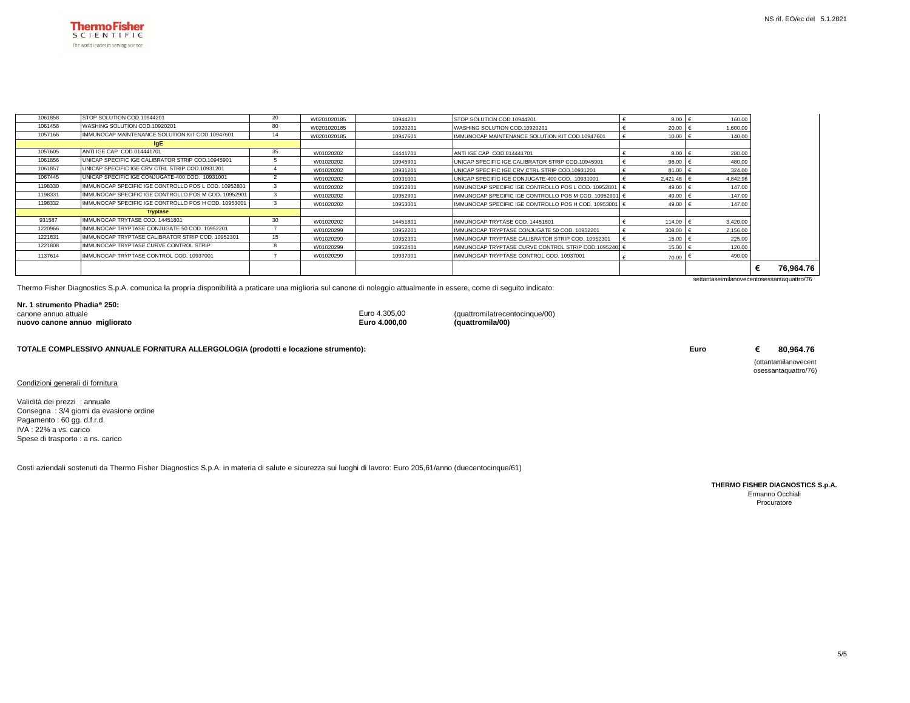NS rif. EO/ec del 5.1.2021

| | | | | | | | |
|---|---|---|---|---|---|---|---|
| 1061858 | STOP SOLUTION COD.10944201 | 20 | W0201020185 | 10944201 | STOP SOLUTION COD.10944201 | € 8.00 | € 160.00 |
| 1061458 | WASHING SOLUTION COD.10920201 | 80 | W0201020185 | 10920201 | WASHING SOLUTION COD.10920201 | € 20.00 | € 1,600.00 |
| 1057166 | IMMUNOCAP MAINTENANCE SOLUTION KIT COD.10947601 | 14 | W0201020185 | 10947601 | IMMUNOCAP MAINTENANCE SOLUTION KIT COD.10947601 | € 10.00 | € 140.00 |
| | **IgE** | | | | | | |
| 1057605 | ANTI IGE CAP COD.014441701 | 35 | W01020202 | 14441701 | ANTI IGE CAP COD.014441701 | € 8.00 | € 280.00 |
| 1061856 | UNICAP SPECIFIC IGE CALIBRATOR STRIP COD.10945901 | 5 | W01020202 | 10945901 | UNICAP SPECIFIC IGE CALIBRATOR STRIP COD.10945901 | € 96.00 | € 480.00 |
| 1061857 | UNICAP SPECIFIC IGE CRV CTRL STRIP COD.10931201 | 4 | W01020202 | 10931201 | UNICAP SPECIFIC IGE CRV CTRL STRIP COD.10931201 | € 81.00 | € 324.00 |
| 1067445 | UNICAP SPECIFIC IGE CONJUGATE-400 COD. 10931001 | 2 | W01020202 | 10931001 | UNICAP SPECIFIC IGE CONJUGATE-400 COD. 10931001 | € 2,421.48 | € 4,842.96 |
| 1198330 | IMMUNOCAP SPECIFIC IGE CONTROLLO POS L COD. 10952801 | 3 | W01020202 | 10952801 | IMMUNOCAP SPECIFIC IGE CONTROLLO POS L COD. 10952801 | € 49.00 | € 147.00 |
| 1198331 | IMMUNOCAP SPECIFIC IGE CONTROLLO POS M COD. 10952901 | 3 | W01020202 | 10952901 | IMMUNOCAP SPECIFIC IGE CONTROLLO POS M COD. 10952901 | € 49.00 | € 147.00 |
| 1198332 | IMMUNOCAP SPECIFIC IGE CONTROLLO POS H COD. 10953001 | 3 | W01020202 | 10953001 | IMMUNOCAP SPECIFIC IGE CONTROLLO POS H COD. 10953001 | € 49.00 | € 147.00 |
| | **tryptase** | | | | | | |
| 931587 | IMMUNOCAP TRYTASE COD. 14451801 | 30 | W01020202 | 14451801 | IMMUNOCAP TRYTASE COD. 14451801 | € 114.00 | € 3,420.00 |
| 1220966 | IMMUNOCAP TRYPTASE CONJUGATE 50 COD. 10952201 | 7 | W01020299 | 10952201 | IMMUNOCAP TRYPTASE CONJUGATE 50 COD. 10952201 | € 308.00 | € 2,156.00 |
| 1221831 | IMMUNOCAP TRYPTASE CALIBRATOR STRIP COD. 10952301 | 15 | W01020299 | 10952301 | IMMUNOCAP TRYPTASE CALIBRATOR STRIP COD. 10952301 | € 15.00 | € 225.00 |
| 1221808 | IMMUNOCAP TRYPTASE CURVE CONTROL STRIP | 8 | W01020299 | 10952401 | IMMUNOCAP TRYPTASE CURVE CONTROL STRIP COD.10952401 | € 15.00 | € 120.00 |
| 1137614 | IMMUNOCAP TRYPTASE CONTROL COD. 10937001 | 7 | W01020299 | 10937001 | IMMUNOCAP TRYPTASE CONTROL COD. 10937001 | € 70.00 | € 490.00 |
| | | | | | | | **€ 76,964.76** |

settantaseimilanovecentosessantaquattro/76

Thermo Fisher Diagnostics S.p.A. comunica la propria disponibilità a praticare una miglioria sul canone di noleggio attualmente in essere, come di seguito indicato:

**Nr. 1 strumento Phadia® 250:**

| | | |
|---|---|---|
| canone annuo attuale | Euro 4.305,00 | (quattromilatrecentocinque/00) |
| **nuovo canone annuo migliorato** | **Euro 4.000,00** | **(quattromila/00)** |

**TOTALE COMPLESSIVO ANNUALE FORNITURA ALLERGOLOGIA (prodotti e locazione strumento):** Euro **€ 80,964.76**

(ottantamilanovecentosessantaquattro/76)

Condizioni generali di fornitura

Validità dei prezzi : annuale
Consegna : 3/4 giorni da evasione ordine
Pagamento : 60 gg. d.f.r.d.
IVA : 22% a vs. carico
Spese di trasporto : a ns. carico

Costi aziendali sostenuti da Thermo Fisher Diagnostics S.p.A. in materia di salute e sicurezza sui luoghi di lavoro: Euro 205,61/anno (duecentocinque/61)

**THERMO FISHER DIAGNOSTICS S.p.A.**
Ermanno Occhiali
Procuratore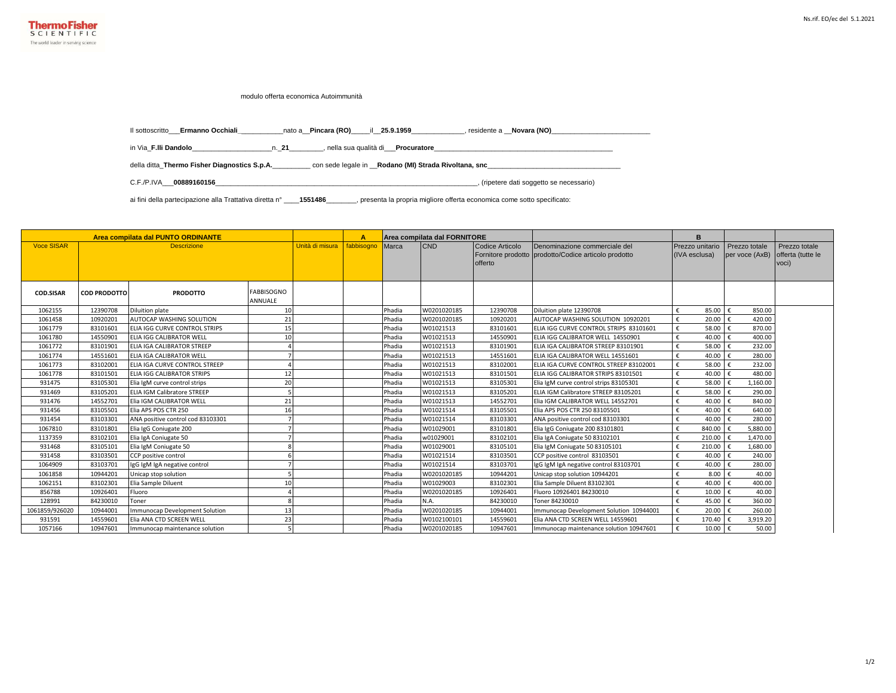modulo offerta economica Autoimmunità

Il sottoscritto___**Ermanno Occhiali**___________nato a__**Pincara (RO)**_____il__**25.9.1959**_____________, residente a __**Novara (NO)**_________________________

in Via_**F.lli Dandolo**____________________n._**21**________, nella sua qualità di___**Procuratore**___________________________________________

della ditta_**Thermo Fisher Diagnostics S.p.A.**_________ con sede legale in __**Rodano (MI) Strada Rivoltana, snc**_________________________________

C.F./P.IVA___**00889160156**_____________________________________________________________________, (ripetere dati soggetto se necessario)

ai fini della partecipazione alla Trattativa diretta n° ____**1551486**_______, presenta la propria migliore offerta economica come sotto specificato:

| Area compilata dal PUNTO ORDINANTE | | | | | A | Area compilata dal FORNITORE | | | | B | | |
|---|---|---|---|---|---|---|---|---|---|---|---|---|
| Voce SISAR | Descrizione | | | Unità di misura | fabbisogno | Marca | CND | Codice Articolo Fornitore prodotto offerto | Denominazione commerciale del prodotto/Codice articolo prodotto | Prezzo unitario (IVA esclusa) | Prezzo totale per voce (AxB) | Prezzo totale offerta (tutte le voci) |
| **COD.SISAR** | **COD PRODOTTO** | **PRODOTTO** | FABBISOGNO ANNUALE | | | | | | | | | |
| 1062155 | 12390708 | Diluition plate | 10 | | | Phadia | W0201020185 | 12390708 | Diluition plate 12390708 | € 85.00 | € 850.00 | |
| 1061458 | 10920201 | AUTOCAP WASHING SOLUTION | 21 | | | Phadia | W0201020185 | 10920201 | AUTOCAP WASHING SOLUTION 10920201 | € 20.00 | € 420.00 | |
| 1061779 | 83101601 | ELIA IGG CURVE CONTROL STRIPS | 15 | | | Phadia | W01021513 | 83101601 | ELIA IGG CURVE CONTROL STRIPS 83101601 | € 58.00 | € 870.00 | |
| 1061780 | 14550901 | ELIA IGG CALIBRATOR WELL | 10 | | | Phadia | W01021513 | 14550901 | ELIA IGG CALIBRATOR WELL 14550901 | € 40.00 | € 400.00 | |
| 1061772 | 83101901 | ELIA IGA CALIBRATOR STREEP | 4 | | | Phadia | W01021513 | 83101901 | ELIA IGA CALIBRATOR STREEP 83101901 | € 58.00 | € 232.00 | |
| 1061774 | 14551601 | ELIA IGA CALIBRATOR WELL | 7 | | | Phadia | W01021513 | 14551601 | ELIA IGA CALIBRATOR WELL 14551601 | € 40.00 | € 280.00 | |
| 1061773 | 83102001 | ELIA IGA CURVE CONTROL STREEP | 4 | | | Phadia | W01021513 | 83102001 | ELIA IGA CURVE CONTROL STREEP 83102001 | € 58.00 | € 232.00 | |
| 1061778 | 83101501 | ELIA IGG CALIBRATOR STRIPS | 12 | | | Phadia | W01021513 | 83101501 | ELIA IGG CALIBRATOR STRIPS 83101501 | € 40.00 | € 480.00 | |
| 931475 | 83105301 | Elia IgM curve control strips | 20 | | | Phadia | W01021513 | 83105301 | Elia IgM curve control strips 83105301 | € 58.00 | € 1,160.00 | |
| 931469 | 83105201 | ELIA IGM Calibratore STREEP | 5 | | | Phadia | W01021513 | 83105201 | ELIA IGM Calibratore STREEP 83105201 | € 58.00 | € 290.00 | |
| 931476 | 14552701 | Elia IGM CALIBRATOR WELL | 21 | | | Phadia | W01021513 | 14552701 | Elia IGM CALIBRATOR WELL 14552701 | € 40.00 | € 840.00 | |
| 931456 | 83105501 | Elia APS POS CTR 250 | 16 | | | Phadia | W01021514 | 83105501 | Elia APS POS CTR 250 83105501 | € 40.00 | € 640.00 | |
| 931454 | 83103301 | ANA positive control cod 83103301 | 7 | | | Phadia | W01021514 | 83103301 | ANA positive control cod 83103301 | € 40.00 | € 280.00 | |
| 1067810 | 83101801 | Elia IgG Coniugate 200 | 7 | | | Phadia | W01029001 | 83101801 | Elia IgG Coniugate 200 83101801 | € 840.00 | € 5,880.00 | |
| 1137359 | 83102101 | Elia IgA Coniugate 50 | 7 | | | Phadia | w01029001 | 83102101 | Elia IgA Coniugate 50 83102101 | € 210.00 | € 1,470.00 | |
| 931468 | 83105101 | Elia IgM Coniugate 50 | 8 | | | Phadia | W01029001 | 83105101 | Elia IgM Coniugate 50 83105101 | € 210.00 | € 1,680.00 | |
| 931458 | 83103501 | CCP positive control | 6 | | | Phadia | W01021514 | 83103501 | CCP positive control 83103501 | € 40.00 | € 240.00 | |
| 1064909 | 83103701 | IgG IgM IgA negative control | 7 | | | Phadia | W01021514 | 83103701 | IgG IgM IgA negative control 83103701 | € 40.00 | € 280.00 | |
| 1061858 | 10944201 | Unicap stop solution | 5 | | | Phadia | W0201020185 | 10944201 | Unicap stop solution 10944201 | € 8.00 | € 40.00 | |
| 1062151 | 83102301 | Elia Sample Diluent | 10 | | | Phadia | W01029003 | 83102301 | Elia Sample Diluent 83102301 | € 40.00 | € 400.00 | |
| 856788 | 10926401 | Fluoro | 4 | | | Phadia | W0201020185 | 10926401 | Fluoro 10926401 84230010 | € 10.00 | € 40.00 | |
| 128991 | 84230010 | Toner | 8 | | | Phadia | N.A. | 84230010 | Toner 84230010 | € 45.00 | € 360.00 | |
| 1061859/926020 | 10944001 | Immunocap Development Solution | 13 | | | Phadia | W0201020185 | 10944001 | Immunocap Development Solution 10944001 | € 20.00 | € 260.00 | |
| 931591 | 14559601 | Elia ANA CTD SCREEN WELL | 23 | | | Phadia | W0102100101 | 14559601 | Elia ANA CTD SCREEN WELL 14559601 | € 170.40 | € 3,919.20 | |
| 1057166 | 10947601 | Immunocap maintenance solution | 5 | | | Phadia | W0201020185 | 10947601 | Immunocap maintenance solution 10947601 | € 10.00 | € 50.00 | |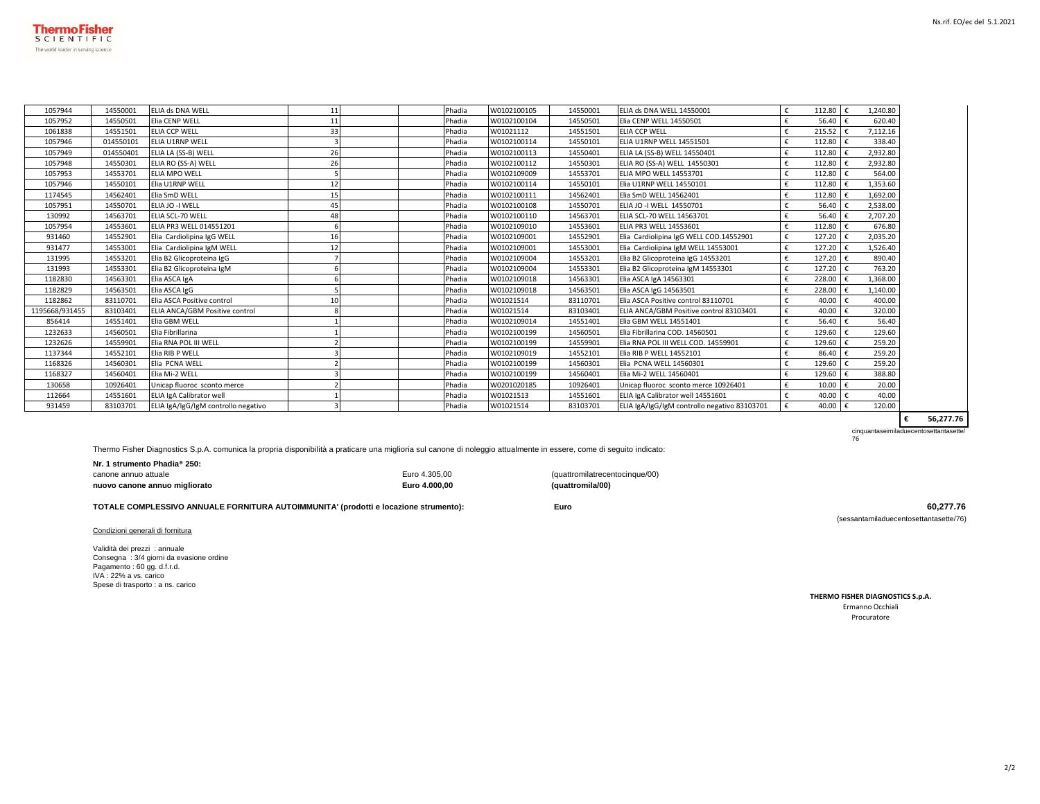ThermoFisher SCIENTIFIC
The world leader in serving science

Ns.rif. EO/ec del 5.1.2021

| | | | | | | | | | | | | |
|---|---|---|---|---|---|---|---|---|---|---|---|---|
| 1057944 | 14550001 | ELIA ds DNA WELL | 11 | | | Phadia | W0102100105 | 14550001 | ELIA ds DNA WELL 14550001 | € | 112.80 | € 1,240.80 |
| 1057952 | 14550501 | Elia CENP WELL | 11 | | | Phadia | W0102100104 | 14550501 | Elia CENP WELL 14550501 | € | 56.40 | € 620.40 |
| 1061838 | 14551501 | ELIA CCP WELL | 33 | | | Phadia | W01021112 | 14551501 | ELIA CCP WELL | € | 215.52 | € 7,112.16 |
| 1057946 | 014550101 | ELIA U1RNP WELL | 3 | | | Phadia | W0102100114 | 14550101 | ELIA U1RNP WELL 14551501 | € | 112.80 | € 338.40 |
| 1057949 | 014550401 | ELIA LA (SS-B) WELL | 26 | | | Phadia | W0102100113 | 14550401 | ELIA LA (SS-B) WELL 14550401 | € | 112.80 | € 2,932.80 |
| 1057948 | 14550301 | ELIA RO (SS-A) WELL | 26 | | | Phadia | W0102100112 | 14550301 | ELIA RO (SS-A) WELL 14550301 | € | 112.80 | € 2,932.80 |
| 1057953 | 14553701 | ELIA MPO WELL | 5 | | | Phadia | W0102109009 | 14553701 | ELIA MPO WELL 14553701 | € | 112.80 | € 564.00 |
| 1057946 | 14550101 | Elia U1RNP WELL | 12 | | | Phadia | W0102100114 | 14550101 | Elia U1RNP WELL 14550101 | € | 112.80 | € 1,353.60 |
| 1174545 | 14562401 | Elia SmD WELL | 15 | | | Phadia | W0102100111 | 14562401 | Elia SmD WELL 14562401 | € | 112.80 | € 1,692.00 |
| 1057951 | 14550701 | ELIA JO -I WELL | 45 | | | Phadia | W0102100108 | 14550701 | ELIA JO -I WELL 14550701 | € | 56.40 | € 2,538.00 |
| 130992 | 14563701 | ELIA SCL-70 WELL | 48 | | | Phadia | W0102100110 | 14563701 | ELIA SCL-70 WELL 14563701 | € | 56.40 | € 2,707.20 |
| 1057954 | 14553601 | ELIA PR3 WELL 014551201 | 6 | | | Phadia | W0102109010 | 14553601 | ELIA PR3 WELL 14553601 | € | 112.80 | € 676.80 |
| 931460 | 14552901 | Elia Cardiolipina IgG WELL | 16 | | | Phadia | W0102109001 | 14552901 | Elia Cardiolipina IgG WELL COD.14552901 | € | 127.20 | € 2,035.20 |
| 931477 | 14553001 | Elia Cardiolipina IgM WELL | 12 | | | Phadia | W0102109001 | 14553001 | Elia Cardiolipina IgM WELL 14553001 | € | 127.20 | € 1,526.40 |
| 131995 | 14553201 | Elia B2 Glicoproteina IgG | 7 | | | Phadia | W0102109004 | 14553201 | Elia B2 Glicoproteina IgG 14553201 | € | 127.20 | € 890.40 |
| 131993 | 14553301 | Elia B2 Glicoproteina IgM | 6 | | | Phadia | W0102109004 | 14553301 | Elia B2 Glicoproteina IgM 14553301 | € | 127.20 | € 763.20 |
| 1182830 | 14563301 | Elia ASCA IgA | 6 | | | Phadia | W0102109018 | 14563301 | Elia ASCA IgA 14563301 | € | 228.00 | € 1,368.00 |
| 1182829 | 14563501 | Elia ASCA IgG | 5 | | | Phadia | W0102109018 | 14563501 | Elia ASCA IgG 14563501 | € | 228.00 | € 1,140.00 |
| 1182862 | 83110701 | Elia ASCA Positive control | 10 | | | Phadia | W01021514 | 83110701 | Elia ASCA Positive control 83110701 | € | 40.00 | € 400.00 |
| 1195668/931455 | 83103401 | ELIA ANCA/GBM Positive control | 8 | | | Phadia | W01021514 | 83103401 | ELIA ANCA/GBM Positive control 83103401 | € | 40.00 | € 320.00 |
| 856414 | 14551401 | Elia GBM WELL | 1 | | | Phadia | W0102109014 | 14551401 | Elia GBM WELL 14551401 | € | 56.40 | € 56.40 |
| 1232633 | 14560501 | Elia Fibrillarina | 1 | | | Phadia | W0102100199 | 14560501 | Elia Fibrillarina COD. 14560501 | € | 129.60 | € 129.60 |
| 1232626 | 14559901 | Elia RNA POL III WELL | 2 | | | Phadia | W0102100199 | 14559901 | Elia RNA POL III WELL COD. 14559901 | € | 129.60 | € 259.20 |
| 1137344 | 14552101 | Elia RIB P WELL | 3 | | | Phadia | W0102109019 | 14552101 | Elia RIB P WELL 14552101 | € | 86.40 | € 259.20 |
| 1168326 | 14560301 | Elia PCNA WELL | 2 | | | Phadia | W0102100199 | 14560301 | Elia PCNA WELL 14560301 | € | 129.60 | € 259.20 |
| 1168327 | 14560401 | Elia Mi-2 WELL | 3 | | | Phadia | W0102100199 | 14560401 | Elia Mi-2 WELL 14560401 | € | 129.60 | € 388.80 |
| 130658 | 10926401 | Unicap fluoroc sconto merce | 2 | | | Phadia | W0201020185 | 10926401 | Unicap fluoroc sconto merce 10926401 | € | 10.00 | € 20.00 |
| 112664 | 14551601 | ELIA IgA Calibrator well | 1 | | | Phadia | W01021513 | 14551601 | ELIA IgA Calibrator well 14551601 | € | 40.00 | € 40.00 |
| 931459 | 83103701 | ELIA IgA/IgG/IgM controllo negativo | 3 | | | Phadia | W01021514 | 83103701 | ELIA IgA/IgG/IgM controllo negativo 83103701 | € | 40.00 | € 120.00 |

**€ 56,277.76**

cinquantaseimiladuecentosettantasette/76

Thermo Fisher Diagnostics S.p.A. comunica la propria disponibilità a praticare una miglioria sul canone di noleggio attualmente in essere, come di seguito indicato:

**Nr. 1 strumento Phadia® 250:**

canone annuo attuale — Euro 4.305,00 — (quattromilatrecentocinque/00)

**nuovo canone annuo migliorato — Euro 4.000,00 — (quattromila/00)**

**TOTALE COMPLESSIVO ANNUALE FORNITURA AUTOIMMUNITA' (prodotti e locazione strumento): Euro 60,277.76**

(sessantamiladuecentosettantasette/76)

Condizioni generali di fornitura

Validità dei prezzi : annuale
Consegna : 3/4 giorni da evasione ordine
Pagamento : 60 gg. d.f.r.d.
IVA : 22% a vs. carico
Spese di trasporto : a ns. carico

**THERMO FISHER DIAGNOSTICS S.p.A.**
Ermanno Occhiali
Procuratore